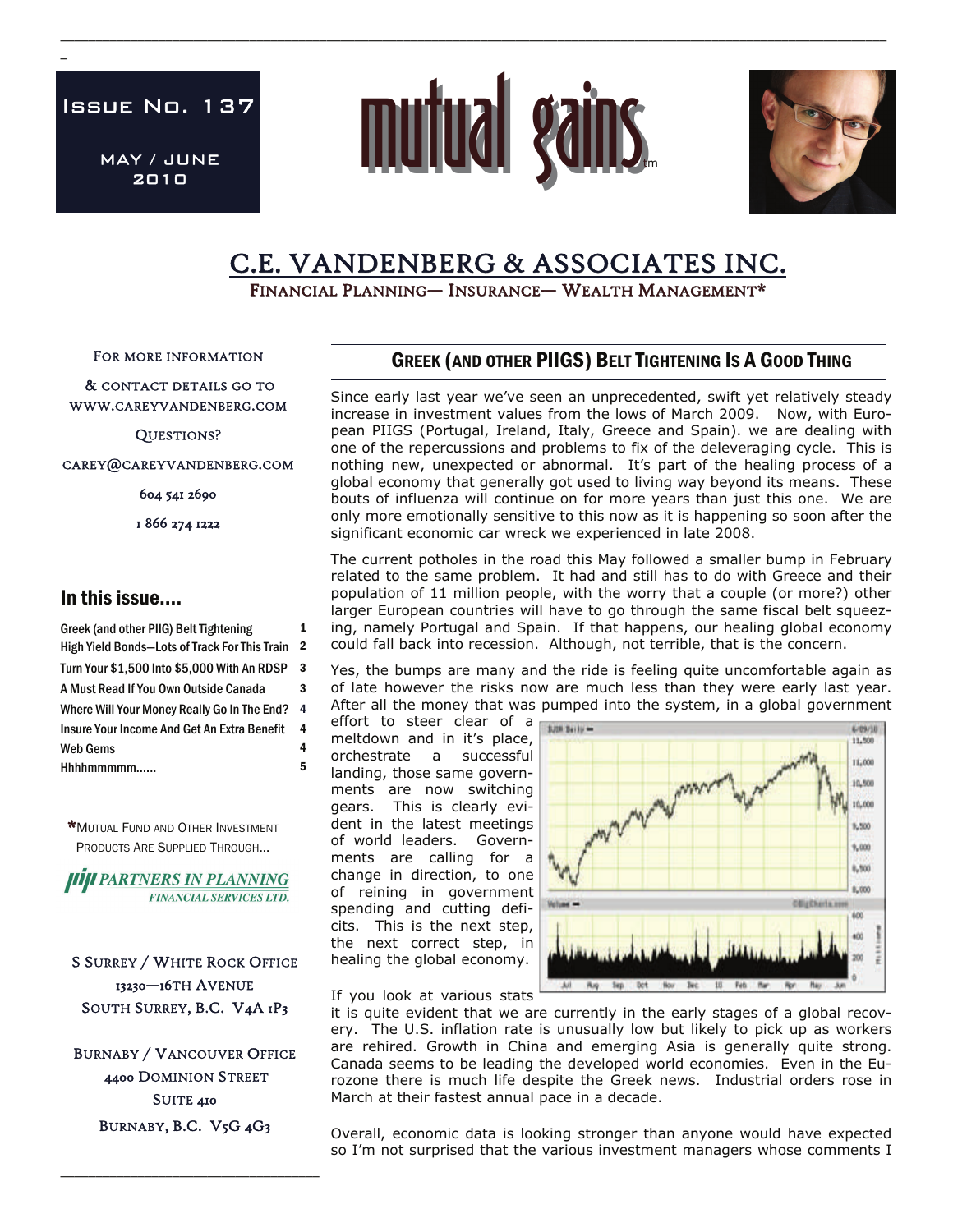Issue No. 137

MAY / JUNE 2010

mutual gains™

# C.E. VANDENBERG & ASSOCIATES INC.

Financial Planning— Insurance— Wealth Management*

For more information & contact details go to www.careyvandenberg.com

Questions?

carey@careyvandenberg.com

604 541 2690

1 866 274 1222

## In this issue....

| | |
|---|---|
| Greek (and other PIIG) Belt Tightening | 1 |
| High Yield Bonds—Lots of Track For This Train | 2 |
| Turn Your $1,500 Into $5,000 With An RDSP | 3 |
| A Must Read If You Own Outside Canada | 3 |
| Where Will Your Money Really Go In The End? | 4 |
| Insure Your Income And Get An Extra Benefit | 4 |
| Web Gems | 4 |
| Hhhhmmmmm...... | 5 |

*Mutual Fund and Other Investment Products Are Supplied Through...

PARTNERS IN PLANNING FINANCIAL SERVICES LTD.

S Surrey / White Rock Office
13230—16th Avenue
South Surrey, B.C. V4A 1P3

Burnaby / Vancouver Office
4400 Dominion Street
Suite 410
Burnaby, B.C. V5G 4G3

## Greek (and other PIIGS) Belt Tightening Is A Good Thing

Since early last year we've seen an unprecedented, swift yet relatively steady increase in investment values from the lows of March 2009. Now, with European PIIGS (Portugal, Ireland, Italy, Greece and Spain). we are dealing with one of the repercussions and problems to fix of the deleveraging cycle. This is nothing new, unexpected or abnormal. It's part of the healing process of a global economy that generally got used to living way beyond its means. These bouts of influenza will continue on for more years than just this one. We are only more emotionally sensitive to this now as it is happening so soon after the significant economic car wreck we experienced in late 2008.

The current potholes in the road this May followed a smaller bump in February related to the same problem. It had and still has to do with Greece and their population of 11 million people, with the worry that a couple (or more?) other larger European countries will have to go through the same fiscal belt squeezing, namely Portugal and Spain. If that happens, our healing global economy could fall back into recession. Although, not terrible, that is the concern.

Yes, the bumps are many and the ride is feeling quite uncomfortable again as of late however the risks now are much less than they were early last year. After all the money that was pumped into the system, in a global government effort to steer clear of a meltdown and in it's place, orchestrate a successful landing, those same governments are now switching gears. This is clearly evident in the latest meetings of world leaders. Governments are calling for a change in direction, to one of reining in government spending and cutting deficits. This is the next step, the next correct step, in healing the global economy.

If you look at various stats it is quite evident that we are currently in the early stages of a global recovery. The U.S. inflation rate is unusually low but likely to pick up as workers are rehired. Growth in China and emerging Asia is generally quite strong. Canada seems to be leading the developed world economies. Even in the Eurozone there is much life despite the Greek news. Industrial orders rose in March at their fastest annual pace in a decade.

Overall, economic data is looking stronger than anyone would have expected so I'm not surprised that the various investment managers whose comments I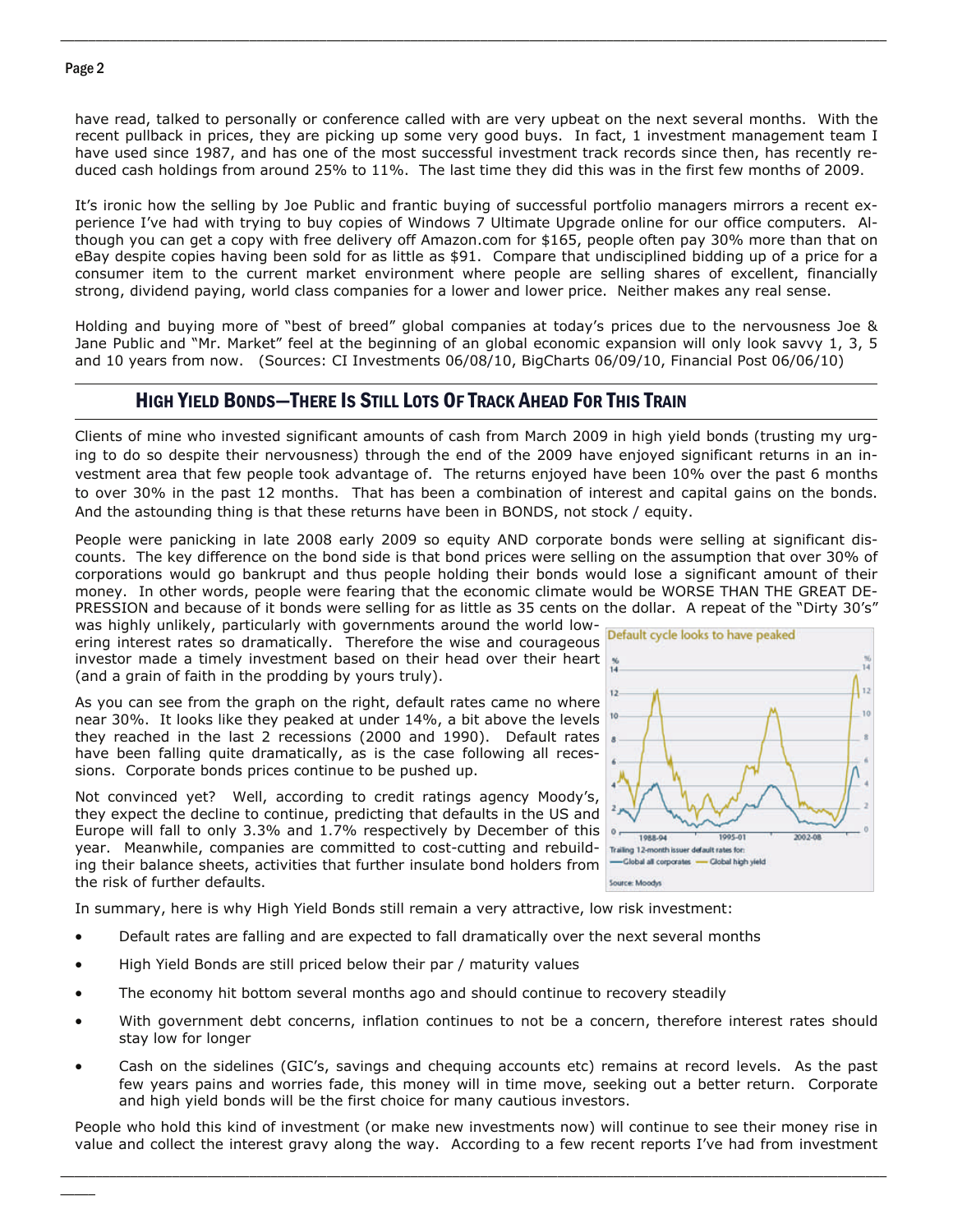have read, talked to personally or conference called with are very upbeat on the next several months. With the recent pullback in prices, they are picking up some very good buys. In fact, 1 investment management team I have used since 1987, and has one of the most successful investment track records since then, has recently reduced cash holdings from around 25% to 11%. The last time they did this was in the first few months of 2009.

It's ironic how the selling by Joe Public and frantic buying of successful portfolio managers mirrors a recent experience I've had with trying to buy copies of Windows 7 Ultimate Upgrade online for our office computers. Although you can get a copy with free delivery off Amazon.com for $165, people often pay 30% more than that on eBay despite copies having been sold for as little as $91. Compare that undisciplined bidding up of a price for a consumer item to the current market environment where people are selling shares of excellent, financially strong, dividend paying, world class companies for a lower and lower price. Neither makes any real sense.

Holding and buying more of "best of breed" global companies at today's prices due to the nervousness Joe & Jane Public and "Mr. Market" feel at the beginning of an global economic expansion will only look savvy 1, 3, 5 and 10 years from now. (Sources: CI Investments 06/08/10, BigCharts 06/09/10, Financial Post 06/06/10)

## High Yield Bonds—There Is Still Lots Of Track Ahead For This Train

Clients of mine who invested significant amounts of cash from March 2009 in high yield bonds (trusting my urging to do so despite their nervousness) through the end of the 2009 have enjoyed significant returns in an investment area that few people took advantage of. The returns enjoyed have been 10% over the past 6 months to over 30% in the past 12 months. That has been a combination of interest and capital gains on the bonds. And the astounding thing is that these returns have been in BONDS, not stock / equity.

People were panicking in late 2008 early 2009 so equity AND corporate bonds were selling at significant discounts. The key difference on the bond side is that bond prices were selling on the assumption that over 30% of corporations would go bankrupt and thus people holding their bonds would lose a significant amount of their money. In other words, people were fearing that the economic climate would be WORSE THAN THE GREAT DEPRESSION and because of it bonds were selling for as little as 35 cents on the dollar. A repeat of the "Dirty 30's" was highly unlikely, particularly with governments around the world lowering interest rates so dramatically. Therefore the wise and courageous investor made a timely investment based on their head over their heart (and a grain of faith in the prodding by yours truly).

As you can see from the graph on the right, default rates came no where near 30%. It looks like they peaked at under 14%, a bit above the levels they reached in the last 2 recessions (2000 and 1990). Default rates have been falling quite dramatically, as is the case following all recessions. Corporate bonds prices continue to be pushed up.

Default cycle looks to have peaked

Trailing 12-month issuer default rates for: Global all corporates — Global high yield

Source: Moodys

Not convinced yet? Well, according to credit ratings agency Moody's, they expect the decline to continue, predicting that defaults in the US and Europe will fall to only 3.3% and 1.7% respectively by December of this year. Meanwhile, companies are committed to cost-cutting and rebuilding their balance sheets, activities that further insulate bond holders from the risk of further defaults.

In summary, here is why High Yield Bonds still remain a very attractive, low risk investment:

- Default rates are falling and are expected to fall dramatically over the next several months
- High Yield Bonds are still priced below their par / maturity values
- The economy hit bottom several months ago and should continue to recovery steadily
- With government debt concerns, inflation continues to not be a concern, therefore interest rates should stay low for longer
- Cash on the sidelines (GIC's, savings and chequing accounts etc) remains at record levels. As the past few years pains and worries fade, this money will in time move, seeking out a better return. Corporate and high yield bonds will be the first choice for many cautious investors.

People who hold this kind of investment (or make new investments now) will continue to see their money rise in value and collect the interest gravy along the way. According to a few recent reports I've had from investment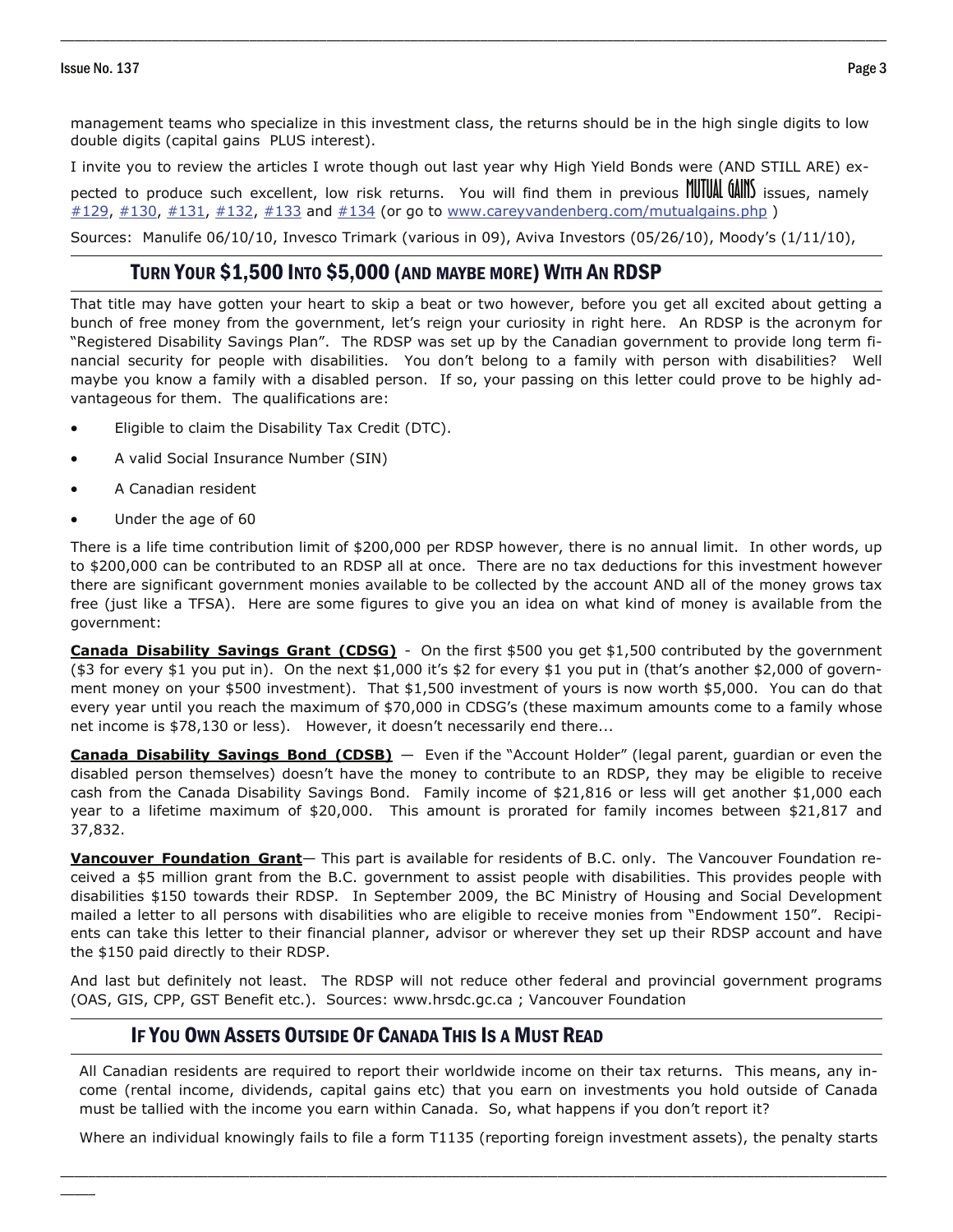management teams who specialize in this investment class, the returns should be in the high single digits to low double digits (capital gains PLUS interest).

I invite you to review the articles I wrote though out last year why High Yield Bonds were (AND STILL ARE) expected to produce such excellent, low risk returns. You will find them in previous MUTUAL GAINS issues, namely #129, #130, #131, #132, #133 and #134 (or go to www.careyvandenberg.com/mutualgains.php )

Sources: Manulife 06/10/10, Invesco Trimark (various in 09), Aviva Investors (05/26/10), Moody's (1/11/10),

## Turn Your $1,500 Into $5,000 (and maybe more) With An RDSP

That title may have gotten your heart to skip a beat or two however, before you get all excited about getting a bunch of free money from the government, let's reign your curiosity in right here. An RDSP is the acronym for "Registered Disability Savings Plan". The RDSP was set up by the Canadian government to provide long term financial security for people with disabilities. You don't belong to a family with person with disabilities? Well maybe you know a family with a disabled person. If so, your passing on this letter could prove to be highly advantageous for them. The qualifications are:

- Eligible to claim the Disability Tax Credit (DTC).
- A valid Social Insurance Number (SIN)
- A Canadian resident
- Under the age of 60

There is a life time contribution limit of $200,000 per RDSP however, there is no annual limit. In other words, up to $200,000 can be contributed to an RDSP all at once. There are no tax deductions for this investment however there are significant government monies available to be collected by the account AND all of the money grows tax free (just like a TFSA). Here are some figures to give you an idea on what kind of money is available from the government:

**Canada Disability Savings Grant (CDSG)** - On the first $500 you get $1,500 contributed by the government ($3 for every $1 you put in). On the next $1,000 it's $2 for every $1 you put in (that's another $2,000 of government money on your $500 investment). That $1,500 investment of yours is now worth $5,000. You can do that every year until you reach the maximum of $70,000 in CDSG's (these maximum amounts come to a family whose net income is $78,130 or less). However, it doesn't necessarily end there...

**Canada Disability Savings Bond (CDSB)** — Even if the "Account Holder" (legal parent, guardian or even the disabled person themselves) doesn't have the money to contribute to an RDSP, they may be eligible to receive cash from the Canada Disability Savings Bond. Family income of $21,816 or less will get another $1,000 each year to a lifetime maximum of $20,000. This amount is prorated for family incomes between $21,817 and 37,832.

**Vancouver Foundation Grant**— This part is available for residents of B.C. only. The Vancouver Foundation received a $5 million grant from the B.C. government to assist people with disabilities. This provides people with disabilities $150 towards their RDSP. In September 2009, the BC Ministry of Housing and Social Development mailed a letter to all persons with disabilities who are eligible to receive monies from "Endowment 150". Recipients can take this letter to their financial planner, advisor or wherever they set up their RDSP account and have the $150 paid directly to their RDSP.

And last but definitely not least. The RDSP will not reduce other federal and provincial government programs (OAS, GIS, CPP, GST Benefit etc.). Sources: www.hrsdc.gc.ca ; Vancouver Foundation

## If You Own Assets Outside Of Canada This Is a Must Read

All Canadian residents are required to report their worldwide income on their tax returns. This means, any income (rental income, dividends, capital gains etc) that you earn on investments you hold outside of Canada must be tallied with the income you earn within Canada. So, what happens if you don't report it?

Where an individual knowingly fails to file a form T1135 (reporting foreign investment assets), the penalty starts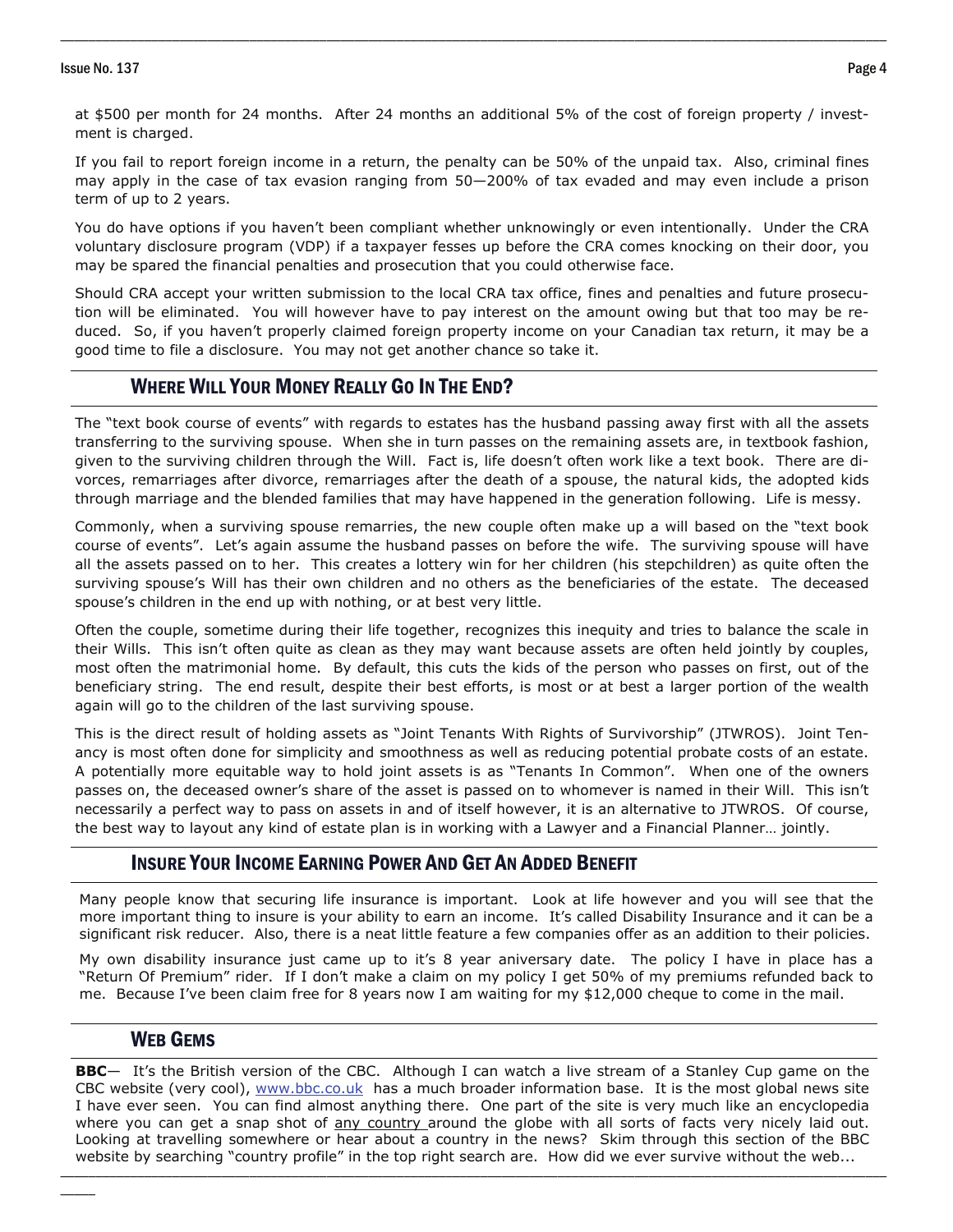at $500 per month for 24 months. After 24 months an additional 5% of the cost of foreign property / investment is charged.

If you fail to report foreign income in a return, the penalty can be 50% of the unpaid tax. Also, criminal fines may apply in the case of tax evasion ranging from 50—200% of tax evaded and may even include a prison term of up to 2 years.

You do have options if you haven't been compliant whether unknowingly or even intentionally. Under the CRA voluntary disclosure program (VDP) if a taxpayer fesses up before the CRA comes knocking on their door, you may be spared the financial penalties and prosecution that you could otherwise face.

Should CRA accept your written submission to the local CRA tax office, fines and penalties and future prosecution will be eliminated. You will however have to pay interest on the amount owing but that too may be reduced. So, if you haven't properly claimed foreign property income on your Canadian tax return, it may be a good time to file a disclosure. You may not get another chance so take it.

## Where Will Your Money Really Go In The End?

The "text book course of events" with regards to estates has the husband passing away first with all the assets transferring to the surviving spouse. When she in turn passes on the remaining assets are, in textbook fashion, given to the surviving children through the Will. Fact is, life doesn't often work like a text book. There are divorces, remarriages after divorce, remarriages after the death of a spouse, the natural kids, the adopted kids through marriage and the blended families that may have happened in the generation following. Life is messy.

Commonly, when a surviving spouse remarries, the new couple often make up a will based on the "text book course of events". Let's again assume the husband passes on before the wife. The surviving spouse will have all the assets passed on to her. This creates a lottery win for her children (his stepchildren) as quite often the surviving spouse's Will has their own children and no others as the beneficiaries of the estate. The deceased spouse's children in the end up with nothing, or at best very little.

Often the couple, sometime during their life together, recognizes this inequity and tries to balance the scale in their Wills. This isn't often quite as clean as they may want because assets are often held jointly by couples, most often the matrimonial home. By default, this cuts the kids of the person who passes on first, out of the beneficiary string. The end result, despite their best efforts, is most or at best a larger portion of the wealth again will go to the children of the last surviving spouse.

This is the direct result of holding assets as "Joint Tenants With Rights of Survivorship" (JTWROS). Joint Tenancy is most often done for simplicity and smoothness as well as reducing potential probate costs of an estate. A potentially more equitable way to hold joint assets is as "Tenants In Common". When one of the owners passes on, the deceased owner's share of the asset is passed on to whomever is named in their Will. This isn't necessarily a perfect way to pass on assets in and of itself however, it is an alternative to JTWROS. Of course, the best way to layout any kind of estate plan is in working with a Lawyer and a Financial Planner… jointly.

## Insure Your Income Earning Power And Get An Added Benefit

Many people know that securing life insurance is important. Look at life however and you will see that the more important thing to insure is your ability to earn an income. It's called Disability Insurance and it can be a significant risk reducer. Also, there is a neat little feature a few companies offer as an addition to their policies.

My own disability insurance just came up to it's 8 year aniversary date. The policy I have in place has a "Return Of Premium" rider. If I don't make a claim on my policy I get 50% of my premiums refunded back to me. Because I've been claim free for 8 years now I am waiting for my $12,000 cheque to come in the mail.

## Web Gems

**BBC**— It's the British version of the CBC. Although I can watch a live stream of a Stanley Cup game on the CBC website (very cool), www.bbc.co.uk has a much broader information base. It is the most global news site I have ever seen. You can find almost anything there. One part of the site is very much like an encyclopedia where you can get a snap shot of any country around the globe with all sorts of facts very nicely laid out. Looking at travelling somewhere or hear about a country in the news? Skim through this section of the BBC website by searching "country profile" in the top right search are. How did we ever survive without the web...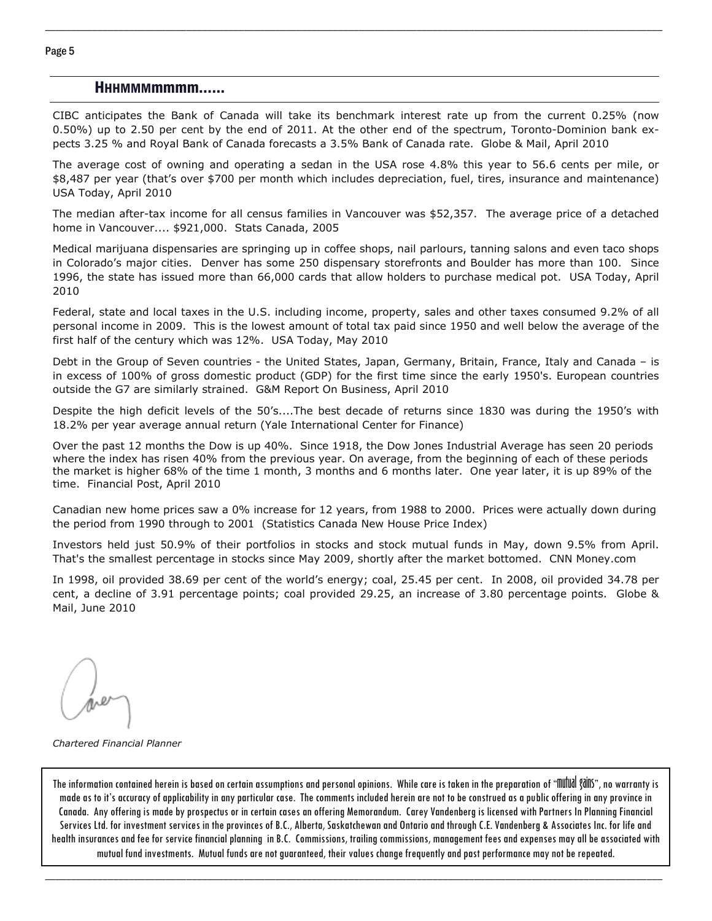## Hhhmmmmmmm......

CIBC anticipates the Bank of Canada will take its benchmark interest rate up from the current 0.25% (now 0.50%) up to 2.50 per cent by the end of 2011. At the other end of the spectrum, Toronto-Dominion bank expects 3.25 % and Royal Bank of Canada forecasts a 3.5% Bank of Canada rate. Globe & Mail, April 2010

The average cost of owning and operating a sedan in the USA rose 4.8% this year to 56.6 cents per mile, or $8,487 per year (that's over $700 per month which includes depreciation, fuel, tires, insurance and maintenance) USA Today, April 2010

The median after-tax income for all census families in Vancouver was $52,357. The average price of a detached home in Vancouver.... $921,000. Stats Canada, 2005

Medical marijuana dispensaries are springing up in coffee shops, nail parlours, tanning salons and even taco shops in Colorado's major cities. Denver has some 250 dispensary storefronts and Boulder has more than 100. Since 1996, the state has issued more than 66,000 cards that allow holders to purchase medical pot. USA Today, April 2010

Federal, state and local taxes in the U.S. including income, property, sales and other taxes consumed 9.2% of all personal income in 2009. This is the lowest amount of total tax paid since 1950 and well below the average of the first half of the century which was 12%. USA Today, May 2010

Debt in the Group of Seven countries - the United States, Japan, Germany, Britain, France, Italy and Canada – is in excess of 100% of gross domestic product (GDP) for the first time since the early 1950's. European countries outside the G7 are similarly strained. G&M Report On Business, April 2010

Despite the high deficit levels of the 50's....The best decade of returns since 1830 was during the 1950's with 18.2% per year average annual return (Yale International Center for Finance)

Over the past 12 months the Dow is up 40%. Since 1918, the Dow Jones Industrial Average has seen 20 periods where the index has risen 40% from the previous year. On average, from the beginning of each of these periods the market is higher 68% of the time 1 month, 3 months and 6 months later. One year later, it is up 89% of the time. Financial Post, April 2010

Canadian new home prices saw a 0% increase for 12 years, from 1988 to 2000. Prices were actually down during the period from 1990 through to 2001 (Statistics Canada New House Price Index)

Investors held just 50.9% of their portfolios in stocks and stock mutual funds in May, down 9.5% from April. That's the smallest percentage in stocks since May 2009, shortly after the market bottomed. CNN Money.com

In 1998, oil provided 38.69 per cent of the world's energy; coal, 25.45 per cent. In 2008, oil provided 34.78 per cent, a decline of 3.91 percentage points; coal provided 29.25, an increase of 3.80 percentage points. Globe & Mail, June 2010

Carey

*Chartered Financial Planner*

The information contained herein is based on certain assumptions and personal opinions. While care is taken in the preparation of "mutual gains", no warranty is made as to it's accuracy of applicability in any particular case. The comments included herein are not to be construed as a public offering in any province in Canada. Any offering is made by prospectus or in certain cases an offering Memorandum. Carey Vandenberg is licensed with Partners In Planning Financial Services Ltd. for investment services in the provinces of B.C., Alberta, Saskatchewan and Ontario and through C.E. Vandenberg & Associates Inc. for life and health insurances and fee for service financial planning in B.C. Commissions, trailing commissions, management fees and expenses may all be associated with mutual fund investments. Mutual funds are not guaranteed, their values change frequently and past performance may not be repeated.